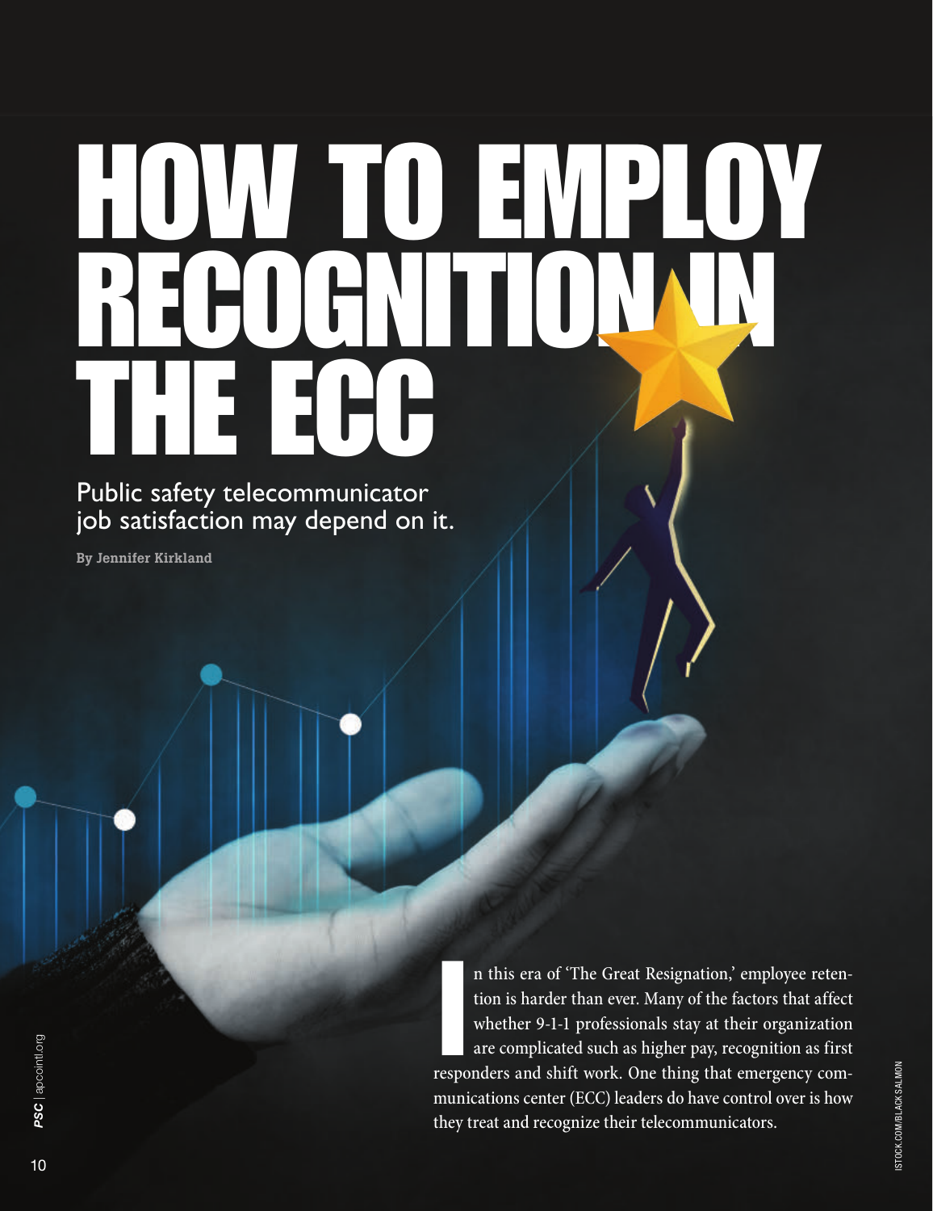# HOW TO EMPLOY RECOGNITION IN THE ECC

## Public safety telecommunicator job satisfaction may depend on it.

**By Jennifer Kirkland**

In this era of 'The Great Resignation,' employee retention is harder than ever. Many of the factors that affect whether 9-1-1 professionals stay at their organization are complicated such as higher pay, recognition as first responders and shift work. One thing that emergency communications center (ECC) leaders do have control over is how they treat and recognize their telecommunicators.

ISTOCK.COM/BLACK SALMON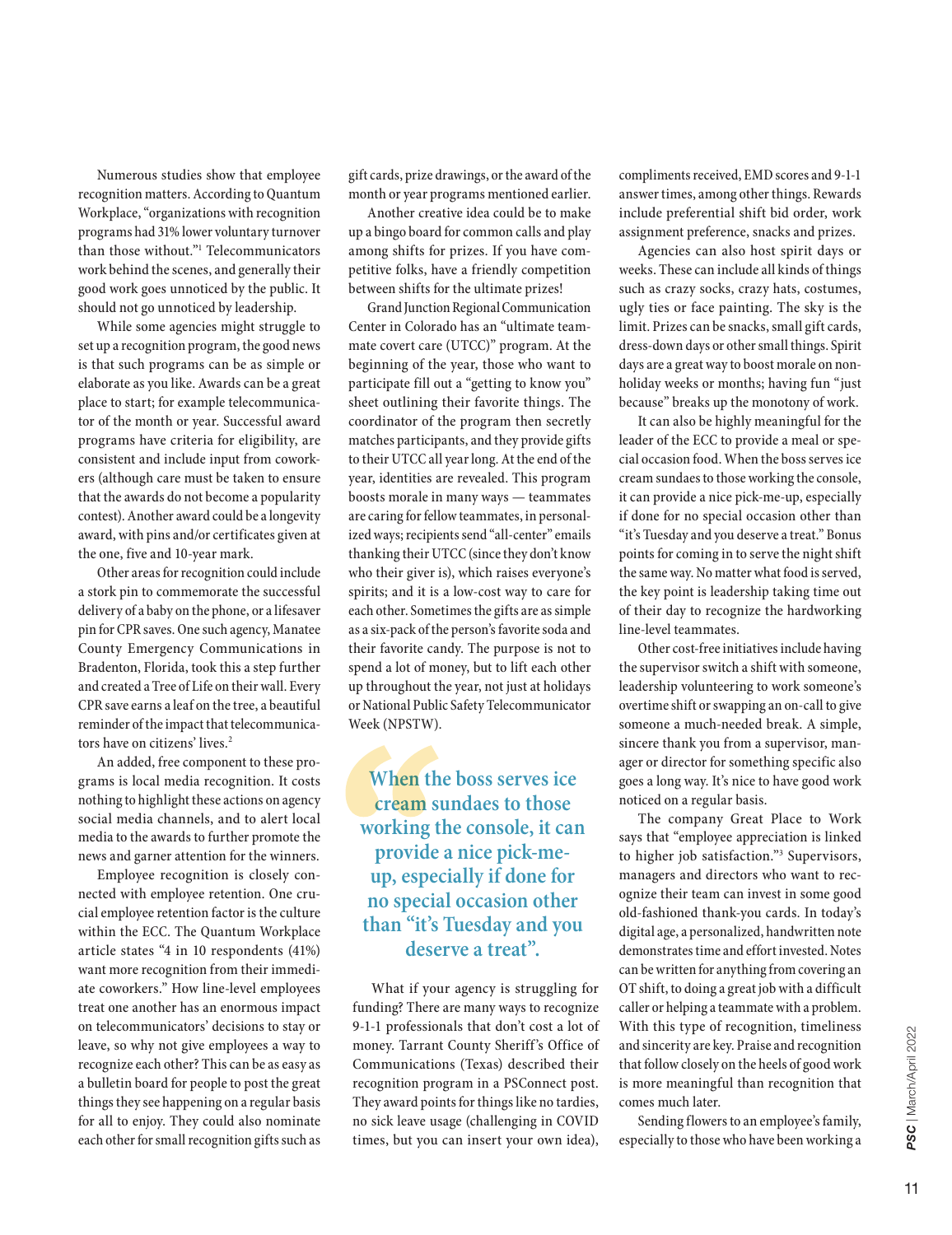Numerous studies show that employee recognition matters. According to Quantum Workplace, "organizations with recognition programs had 31% lower voluntary turnover than those without."[1] Telecommunicators work behind the scenes, and generally their good work goes unnoticed by the public. It should not go unnoticed by leadership.

While some agencies might struggle to set up a recognition program, the good news is that such programs can be as simple or elaborate as you like. Awards can be a great place to start; for example telecommunicator of the month or year. Successful award programs have criteria for eligibility, are consistent and include input from coworkers (although care must be taken to ensure that the awards do not become a popularity contest). Another award could be a longevity award, with pins and/or certificates given at the one, five and 10-year mark.

Other areas for recognition could include a stork pin to commemorate the successful delivery of a baby on the phone, or a lifesaver pin for CPR saves. One such agency, Manatee County Emergency Communications in Bradenton, Florida, took this a step further and created a Tree of Life on their wall. Every CPR save earns a leaf on the tree, a beautiful reminder of the impact that telecommunicators have on citizens' lives.[2]

An added, free component to these programs is local media recognition. It costs nothing to highlight these actions on agency social media channels, and to alert local media to the awards to further promote the news and garner attention for the winners.

Employee recognition is closely connected with employee retention. One crucial employee retention factor is the culture within the ECC. The Quantum Workplace article states "4 in 10 respondents (41%) want more recognition from their immediate coworkers." How line-level employees treat one another has an enormous impact on telecommunicators' decisions to stay or leave, so why not give employees a way to recognize each other? This can be as easy as a bulletin board for people to post the great things they see happening on a regular basis for all to enjoy. They could also nominate each other for small recognition gifts such as gift cards, prize drawings, or the award of the month or year programs mentioned earlier.

Another creative idea could be to make up a bingo board for common calls and play among shifts for prizes. If you have competitive folks, have a friendly competition between shifts for the ultimate prizes!

Grand Junction Regional Communication Center in Colorado has an "ultimate teammate covert care (UTCC)" program. At the beginning of the year, those who want to participate fill out a "getting to know you" sheet outlining their favorite things. The coordinator of the program then secretly matches participants, and they provide gifts to their UTCC all year long. At the end of the year, identities are revealed. This program boosts morale in many ways — teammates are caring for fellow teammates, in personalized ways; recipients send "all-center" emails thanking their UTCC (since they don't know who their giver is), which raises everyone's spirits; and it is a low-cost way to care for each other. Sometimes the gifts are as simple as a six-pack of the person's favorite soda and their favorite candy. The purpose is not to spend a lot of money, but to lift each other up throughout the year, not just at holidays or National Public Safety Telecommunicator Week (NPSTW).

> **When the boss serves ice cream sundaes to those working the console, it can provide a nice pick-me-up, especially if done for no special occasion other than "it's Tuesday and you deserve a treat".**

What if your agency is struggling for funding? There are many ways to recognize 9-1-1 professionals that don't cost a lot of money. Tarrant County Sheriff's Office of Communications (Texas) described their recognition program in a PSConnect post. They award points for things like no tardies, no sick leave usage (challenging in COVID times, but you can insert your own idea), compliments received, EMD scores and 9-1-1 answer times, among other things. Rewards include preferential shift bid order, work assignment preference, snacks and prizes.

Agencies can also host spirit days or weeks. These can include all kinds of things such as crazy socks, crazy hats, costumes, ugly ties or face painting. The sky is the limit. Prizes can be snacks, small gift cards, dress-down days or other small things. Spirit days are a great way to boost morale on non-holiday weeks or months; having fun "just because" breaks up the monotony of work.

It can also be highly meaningful for the leader of the ECC to provide a meal or special occasion food. When the boss serves ice cream sundaes to those working the console, it can provide a nice pick-me-up, especially if done for no special occasion other than "it's Tuesday and you deserve a treat." Bonus points for coming in to serve the night shift the same way. No matter what food is served, the key point is leadership taking time out of their day to recognize the hardworking line-level teammates.

Other cost-free initiatives include having the supervisor switch a shift with someone, leadership volunteering to work someone's overtime shift or swapping an on-call to give someone a much-needed break. A simple, sincere thank you from a supervisor, manager or director for something specific also goes a long way. It's nice to have good work noticed on a regular basis.

The company Great Place to Work says that "employee appreciation is linked to higher job satisfaction."[3] Supervisors, managers and directors who want to recognize their team can invest in some good old-fashioned thank-you cards. In today's digital age, a personalized, handwritten note demonstrates time and effort invested. Notes can be written for anything from covering an OT shift, to doing a great job with a difficult caller or helping a teammate with a problem. With this type of recognition, timeliness and sincerity are key. Praise and recognition that follow closely on the heels of good work is more meaningful than recognition that comes much later.

Sending flowers to an employee's family, especially to those who have been working a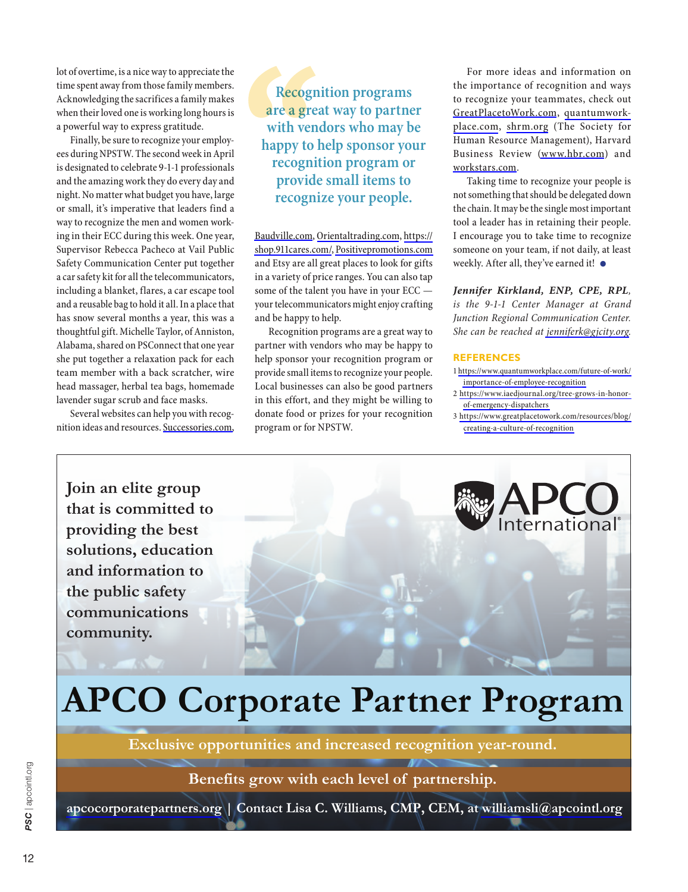lot of overtime, is a nice way to appreciate the time spent away from those family members. Acknowledging the sacrifices a family makes when their loved one is working long hours is a powerful way to express gratitude.

Finally, be sure to recognize your employees during NPSTW. The second week in April is designated to celebrate 9-1-1 professionals and the amazing work they do every day and night. No matter what budget you have, large or small, it's imperative that leaders find a way to recognize the men and women working in their ECC during this week. One year, Supervisor Rebecca Pacheco at Vail Public Safety Communication Center put together a car safety kit for all the telecommunicators, including a blanket, flares, a car escape tool and a reusable bag to hold it all. In a place that has snow several months a year, this was a thoughtful gift. Michelle Taylor, of Anniston, Alabama, shared on PSConnect that one year she put together a relaxation pack for each team member with a back scratcher, wire head massager, herbal tea bags, homemade lavender sugar scrub and face masks.

Several websites can help you with recognition ideas and resources. Successories.com, Baudville.com, Orientaltrading.com, https://shop.911cares.com/, Positivepromotions.com and Etsy are all great places to look for gifts in a variety of price ranges. You can also tap some of the talent you have in your ECC — your telecommunicators might enjoy crafting and be happy to help.

> "Recognition programs are a great way to partner with vendors who may be happy to help sponsor your recognition program or provide small items to recognize your people.

Recognition programs are a great way to partner with vendors who may be happy to help sponsor your recognition program or provide small items to recognize your people. Local businesses can also be good partners in this effort, and they might be willing to donate food or prizes for your recognition program or for NPSTW.

For more ideas and information on the importance of recognition and ways to recognize your teammates, check out GreatPlacetoWork.com, quantumworkplace.com, shrm.org (The Society for Human Resource Management), Harvard Business Review (www.hbr.com) and workstars.com.

Taking time to recognize your people is not something that should be delegated down the chain. It may be the single most important tool a leader has in retaining their people. I encourage you to take time to recognize someone on your team, if not daily, at least weekly. After all, they've earned it!

***Jennifer Kirkland, ENP, CPE, RPL,*** *is the 9-1-1 Center Manager at Grand Junction Regional Communication Center. She can be reached at jenniferk@gjcity.org.*

## REFERENCES

1. https://www.quantumworkplace.com/future-of-work/importance-of-employee-recognition
2. https://www.iaedjournal.org/tree-grows-in-honor-of-emergency-dispatchers
3. https://www.greatplacetowork.com/resources/blog/creating-a-culture-of-recognition

---

Join an elite group that is committed to providing the best solutions, education and information to the public safety communications community.

APCO International

# APCO Corporate Partner Program

Exclusive opportunities and increased recognition year-round.

Benefits grow with each level of partnership.

apcocorporatepartners.org | Contact Lisa C. Williams, CMP, CEM, at williamsli@apcointl.org